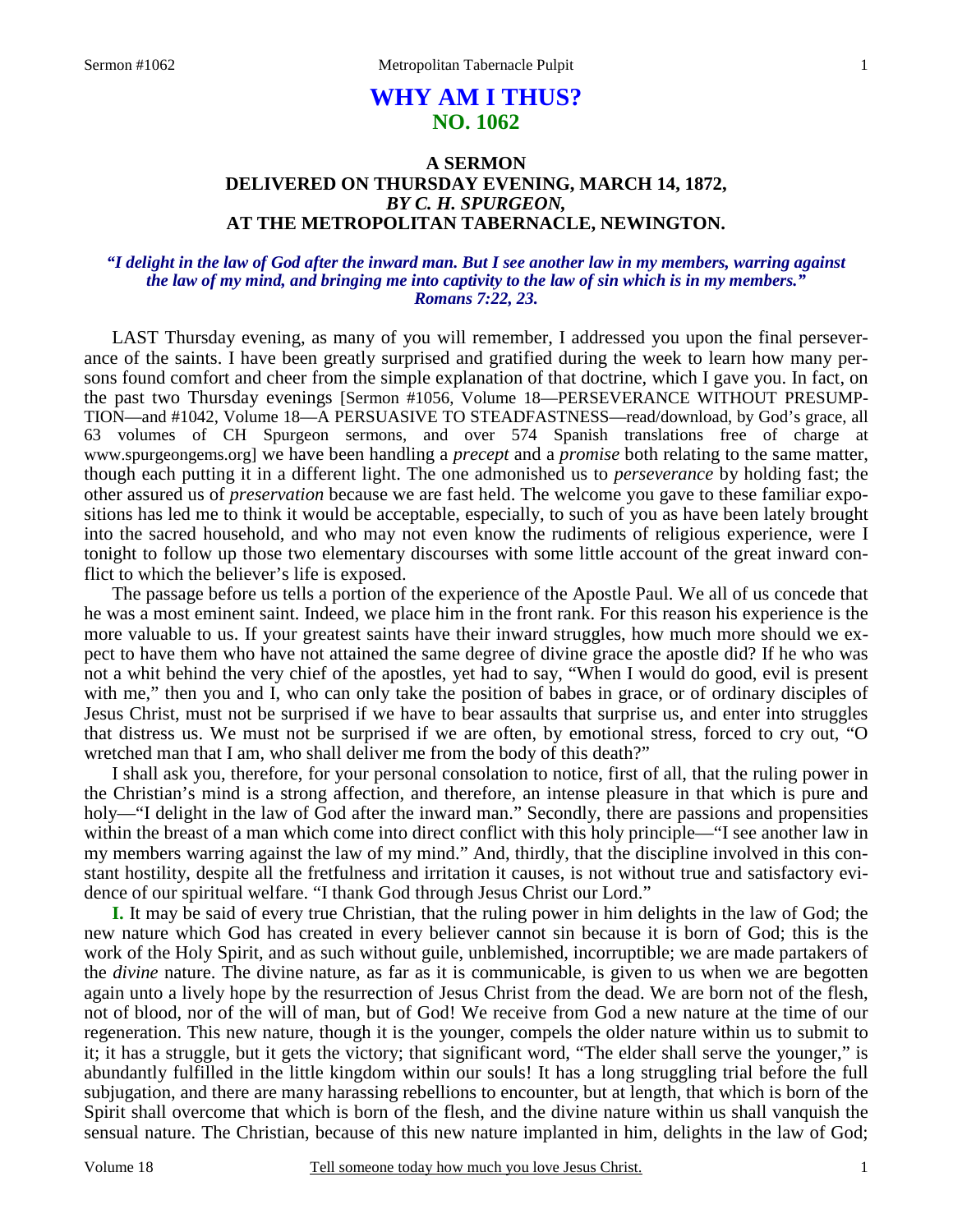# WHY AM I THUS?
## NO. 1062

### A SERMON
### DELIVERED ON THURSDAY EVENING, MARCH 14, 1872,
### *BY C. H. SPURGEON,*
### AT THE METROPOLITAN TABERNACLE, NEWINGTON.

***"I delight in the law of God after the inward man. But I see another law in my members, warring against the law of my mind, and bringing me into captivity to the law of sin which is in my members." Romans 7:22, 23.***

LAST Thursday evening, as many of you will remember, I addressed you upon the final perseverance of the saints. I have been greatly surprised and gratified during the week to learn how many persons found comfort and cheer from the simple explanation of that doctrine, which I gave you. In fact, on the past two Thursday evenings [Sermon #1056, Volume 18—PERSEVERANCE WITHOUT PRESUMPTION—and #1042, Volume 18—A PERSUASIVE TO STEADFASTNESS—read/download, by God's grace, all 63 volumes of CH Spurgeon sermons, and over 574 Spanish translations free of charge at www.spurgeongems.org] we have been handling a *precept* and a *promise* both relating to the same matter, though each putting it in a different light. The one admonished us to *perseverance* by holding fast; the other assured us of *preservation* because we are fast held. The welcome you gave to these familiar expositions has led me to think it would be acceptable, especially, to such of you as have been lately brought into the sacred household, and who may not even know the rudiments of religious experience, were I tonight to follow up those two elementary discourses with some little account of the great inward conflict to which the believer's life is exposed.

The passage before us tells a portion of the experience of the Apostle Paul. We all of us concede that he was a most eminent saint. Indeed, we place him in the front rank. For this reason his experience is the more valuable to us. If your greatest saints have their inward struggles, how much more should we expect to have them who have not attained the same degree of divine grace the apostle did? If he who was not a whit behind the very chief of the apostles, yet had to say, "When I would do good, evil is present with me," then you and I, who can only take the position of babes in grace, or of ordinary disciples of Jesus Christ, must not be surprised if we have to bear assaults that surprise us, and enter into struggles that distress us. We must not be surprised if we are often, by emotional stress, forced to cry out, "O wretched man that I am, who shall deliver me from the body of this death?"

I shall ask you, therefore, for your personal consolation to notice, first of all, that the ruling power in the Christian's mind is a strong affection, and therefore, an intense pleasure in that which is pure and holy—"I delight in the law of God after the inward man." Secondly, there are passions and propensities within the breast of a man which come into direct conflict with this holy principle—"I see another law in my members warring against the law of my mind." And, thirdly, that the discipline involved in this constant hostility, despite all the fretfulness and irritation it causes, is not without true and satisfactory evidence of our spiritual welfare. "I thank God through Jesus Christ our Lord."

**I.** It may be said of every true Christian, that the ruling power in him delights in the law of God; the new nature which God has created in every believer cannot sin because it is born of God; this is the work of the Holy Spirit, and as such without guile, unblemished, incorruptible; we are made partakers of the *divine* nature. The divine nature, as far as it is communicable, is given to us when we are begotten again unto a lively hope by the resurrection of Jesus Christ from the dead. We are born not of the flesh, not of blood, nor of the will of man, but of God! We receive from God a new nature at the time of our regeneration. This new nature, though it is the younger, compels the older nature within us to submit to it; it has a struggle, but it gets the victory; that significant word, "The elder shall serve the younger," is abundantly fulfilled in the little kingdom within our souls! It has a long struggling trial before the full subjugation, and there are many harassing rebellions to encounter, but at length, that which is born of the Spirit shall overcome that which is born of the flesh, and the divine nature within us shall vanquish the sensual nature. The Christian, because of this new nature implanted in him, delights in the law of God;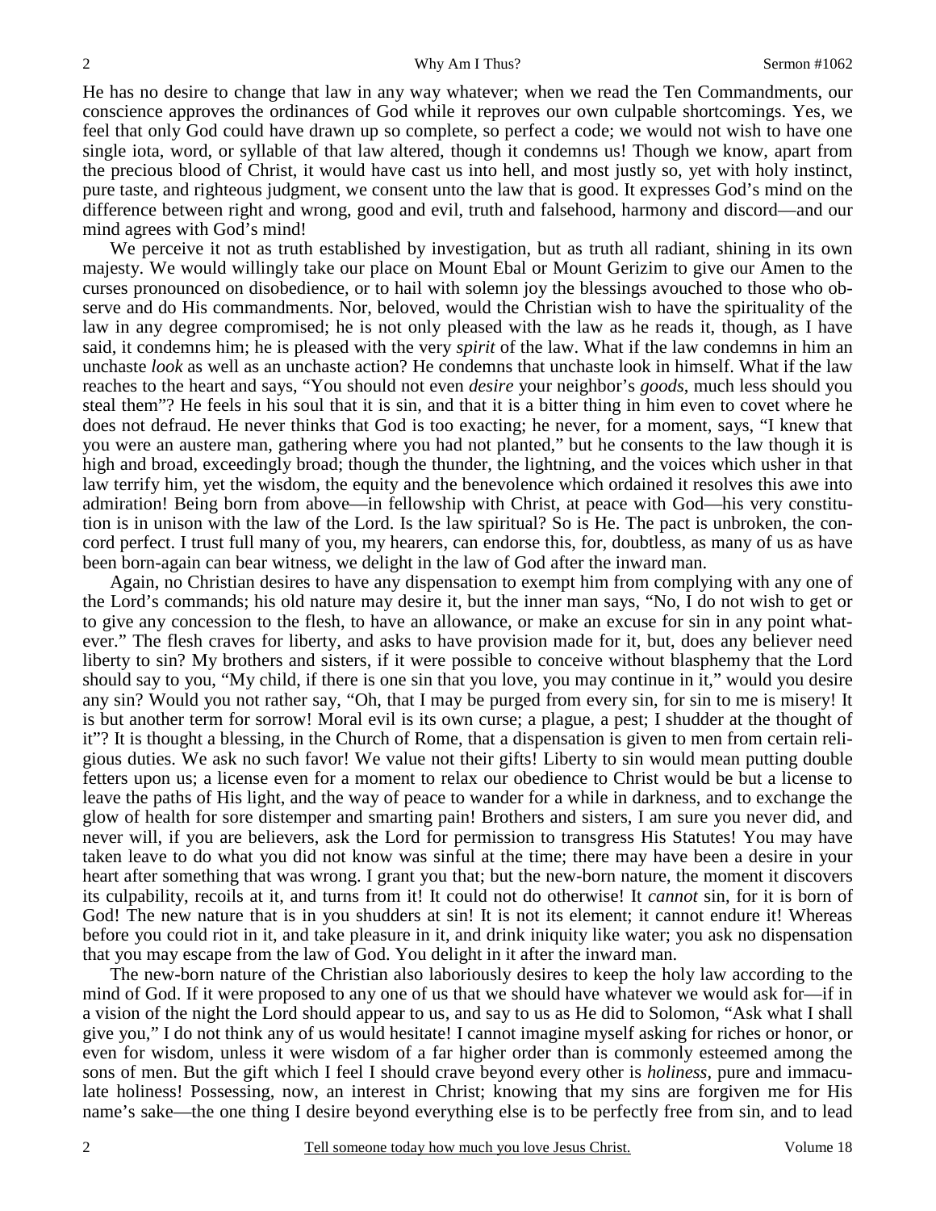He has no desire to change that law in any way whatever; when we read the Ten Commandments, our conscience approves the ordinances of God while it reproves our own culpable shortcomings. Yes, we feel that only God could have drawn up so complete, so perfect a code; we would not wish to have one single iota, word, or syllable of that law altered, though it condemns us! Though we know, apart from the precious blood of Christ, it would have cast us into hell, and most justly so, yet with holy instinct, pure taste, and righteous judgment, we consent unto the law that is good. It expresses God's mind on the difference between right and wrong, good and evil, truth and falsehood, harmony and discord—and our mind agrees with God's mind!

We perceive it not as truth established by investigation, but as truth all radiant, shining in its own majesty. We would willingly take our place on Mount Ebal or Mount Gerizim to give our Amen to the curses pronounced on disobedience, or to hail with solemn joy the blessings avouched to those who observe and do His commandments. Nor, beloved, would the Christian wish to have the spirituality of the law in any degree compromised; he is not only pleased with the law as he reads it, though, as I have said, it condemns him; he is pleased with the very *spirit* of the law. What if the law condemns in him an unchaste *look* as well as an unchaste action? He condemns that unchaste look in himself. What if the law reaches to the heart and says, "You should not even *desire* your neighbor's *goods*, much less should you steal them"? He feels in his soul that it is sin, and that it is a bitter thing in him even to covet where he does not defraud. He never thinks that God is too exacting; he never, for a moment, says, "I knew that you were an austere man, gathering where you had not planted," but he consents to the law though it is high and broad, exceedingly broad; though the thunder, the lightning, and the voices which usher in that law terrify him, yet the wisdom, the equity and the benevolence which ordained it resolves this awe into admiration! Being born from above—in fellowship with Christ, at peace with God—his very constitution is in unison with the law of the Lord. Is the law spiritual? So is He. The pact is unbroken, the concord perfect. I trust full many of you, my hearers, can endorse this, for, doubtless, as many of us as have been born-again can bear witness, we delight in the law of God after the inward man.

Again, no Christian desires to have any dispensation to exempt him from complying with any one of the Lord's commands; his old nature may desire it, but the inner man says, "No, I do not wish to get or to give any concession to the flesh, to have an allowance, or make an excuse for sin in any point whatever." The flesh craves for liberty, and asks to have provision made for it, but, does any believer need liberty to sin? My brothers and sisters, if it were possible to conceive without blasphemy that the Lord should say to you, "My child, if there is one sin that you love, you may continue in it," would you desire any sin? Would you not rather say, "Oh, that I may be purged from every sin, for sin to me is misery! It is but another term for sorrow! Moral evil is its own curse; a plague, a pest; I shudder at the thought of it"? It is thought a blessing, in the Church of Rome, that a dispensation is given to men from certain religious duties. We ask no such favor! We value not their gifts! Liberty to sin would mean putting double fetters upon us; a license even for a moment to relax our obedience to Christ would be but a license to leave the paths of His light, and the way of peace to wander for a while in darkness, and to exchange the glow of health for sore distemper and smarting pain! Brothers and sisters, I am sure you never did, and never will, if you are believers, ask the Lord for permission to transgress His Statutes! You may have taken leave to do what you did not know was sinful at the time; there may have been a desire in your heart after something that was wrong. I grant you that; but the new-born nature, the moment it discovers its culpability, recoils at it, and turns from it! It could not do otherwise! It *cannot* sin, for it is born of God! The new nature that is in you shudders at sin! It is not its element; it cannot endure it! Whereas before you could riot in it, and take pleasure in it, and drink iniquity like water; you ask no dispensation that you may escape from the law of God. You delight in it after the inward man.

The new-born nature of the Christian also laboriously desires to keep the holy law according to the mind of God. If it were proposed to any one of us that we should have whatever we would ask for—if in a vision of the night the Lord should appear to us, and say to us as He did to Solomon, "Ask what I shall give you," I do not think any of us would hesitate! I cannot imagine myself asking for riches or honor, or even for wisdom, unless it were wisdom of a far higher order than is commonly esteemed among the sons of men. But the gift which I feel I should crave beyond every other is *holiness*, pure and immaculate holiness! Possessing, now, an interest in Christ; knowing that my sins are forgiven me for His name's sake—the one thing I desire beyond everything else is to be perfectly free from sin, and to lead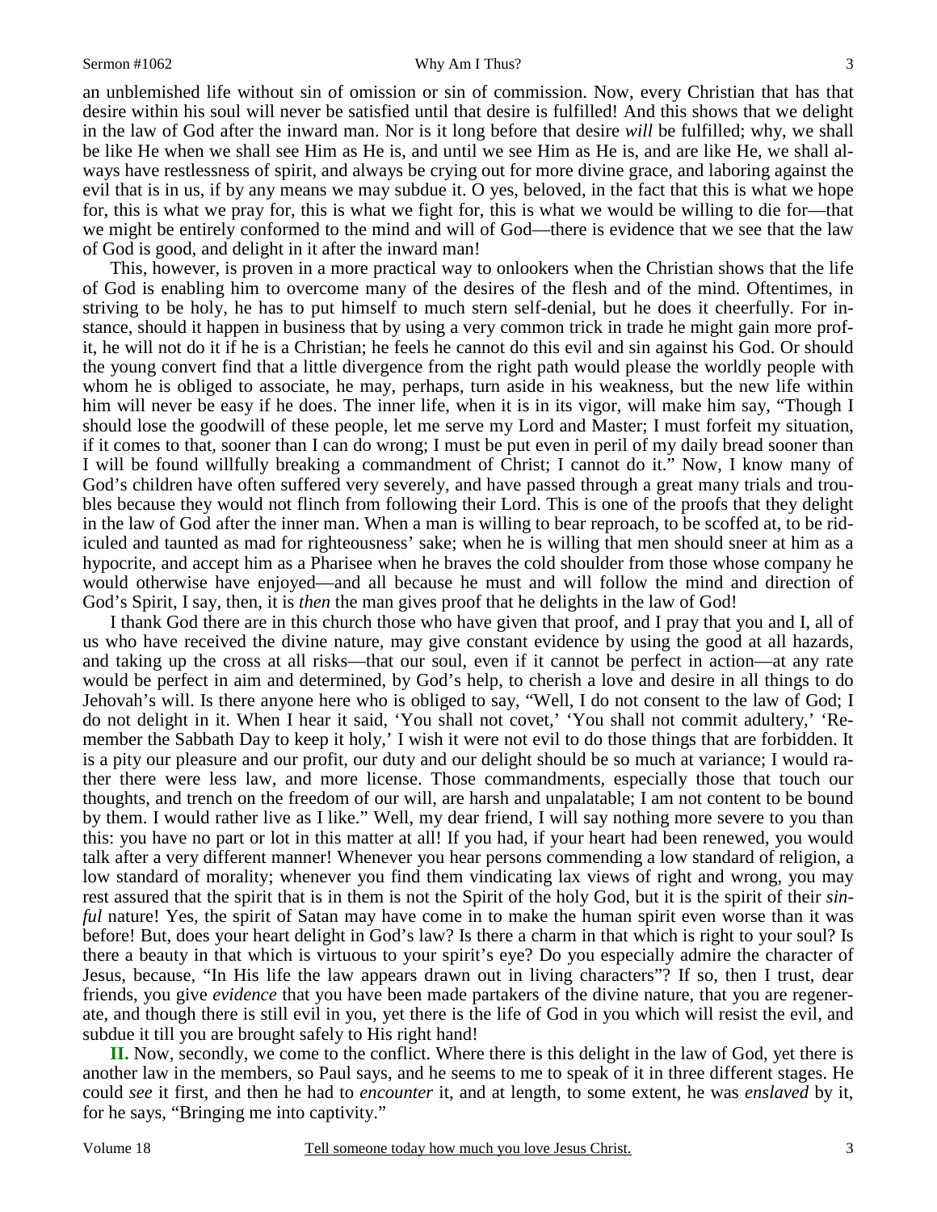an unblemished life without sin of omission or sin of commission. Now, every Christian that has that desire within his soul will never be satisfied until that desire is fulfilled! And this shows that we delight in the law of God after the inward man. Nor is it long before that desire *will* be fulfilled; why, we shall be like He when we shall see Him as He is, and until we see Him as He is, and are like He, we shall always have restlessness of spirit, and always be crying out for more divine grace, and laboring against the evil that is in us, if by any means we may subdue it. O yes, beloved, in the fact that this is what we hope for, this is what we pray for, this is what we fight for, this is what we would be willing to die for—that we might be entirely conformed to the mind and will of God—there is evidence that we see that the law of God is good, and delight in it after the inward man!

This, however, is proven in a more practical way to onlookers when the Christian shows that the life of God is enabling him to overcome many of the desires of the flesh and of the mind. Oftentimes, in striving to be holy, he has to put himself to much stern self-denial, but he does it cheerfully. For instance, should it happen in business that by using a very common trick in trade he might gain more profit, he will not do it if he is a Christian; he feels he cannot do this evil and sin against his God. Or should the young convert find that a little divergence from the right path would please the worldly people with whom he is obliged to associate, he may, perhaps, turn aside in his weakness, but the new life within him will never be easy if he does. The inner life, when it is in its vigor, will make him say, "Though I should lose the goodwill of these people, let me serve my Lord and Master; I must forfeit my situation, if it comes to that, sooner than I can do wrong; I must be put even in peril of my daily bread sooner than I will be found willfully breaking a commandment of Christ; I cannot do it." Now, I know many of God's children have often suffered very severely, and have passed through a great many trials and troubles because they would not flinch from following their Lord. This is one of the proofs that they delight in the law of God after the inner man. When a man is willing to bear reproach, to be scoffed at, to be ridiculed and taunted as mad for righteousness' sake; when he is willing that men should sneer at him as a hypocrite, and accept him as a Pharisee when he braves the cold shoulder from those whose company he would otherwise have enjoyed—and all because he must and will follow the mind and direction of God's Spirit, I say, then, it is *then* the man gives proof that he delights in the law of God!

I thank God there are in this church those who have given that proof, and I pray that you and I, all of us who have received the divine nature, may give constant evidence by using the good at all hazards, and taking up the cross at all risks—that our soul, even if it cannot be perfect in action—at any rate would be perfect in aim and determined, by God's help, to cherish a love and desire in all things to do Jehovah's will. Is there anyone here who is obliged to say, "Well, I do not consent to the law of God; I do not delight in it. When I hear it said, 'You shall not covet,' 'You shall not commit adultery,' 'Remember the Sabbath Day to keep it holy,' I wish it were not evil to do those things that are forbidden. It is a pity our pleasure and our profit, our duty and our delight should be so much at variance; I would rather there were less law, and more license. Those commandments, especially those that touch our thoughts, and trench on the freedom of our will, are harsh and unpalatable; I am not content to be bound by them. I would rather live as I like." Well, my dear friend, I will say nothing more severe to you than this: you have no part or lot in this matter at all! If you had, if your heart had been renewed, you would talk after a very different manner! Whenever you hear persons commending a low standard of religion, a low standard of morality; whenever you find them vindicating lax views of right and wrong, you may rest assured that the spirit that is in them is not the Spirit of the holy God, but it is the spirit of their *sinful* nature! Yes, the spirit of Satan may have come in to make the human spirit even worse than it was before! But, does your heart delight in God's law? Is there a charm in that which is right to your soul? Is there a beauty in that which is virtuous to your spirit's eye? Do you especially admire the character of Jesus, because, "In His life the law appears drawn out in living characters"? If so, then I trust, dear friends, you give *evidence* that you have been made partakers of the divine nature, that you are regenerate, and though there is still evil in you, yet there is the life of God in you which will resist the evil, and subdue it till you are brought safely to His right hand!

**II.** Now, secondly, we come to the conflict. Where there is this delight in the law of God, yet there is another law in the members, so Paul says, and he seems to me to speak of it in three different stages. He could *see* it first, and then he had to *encounter* it, and at length, to some extent, he was *enslaved* by it, for he says, "Bringing me into captivity."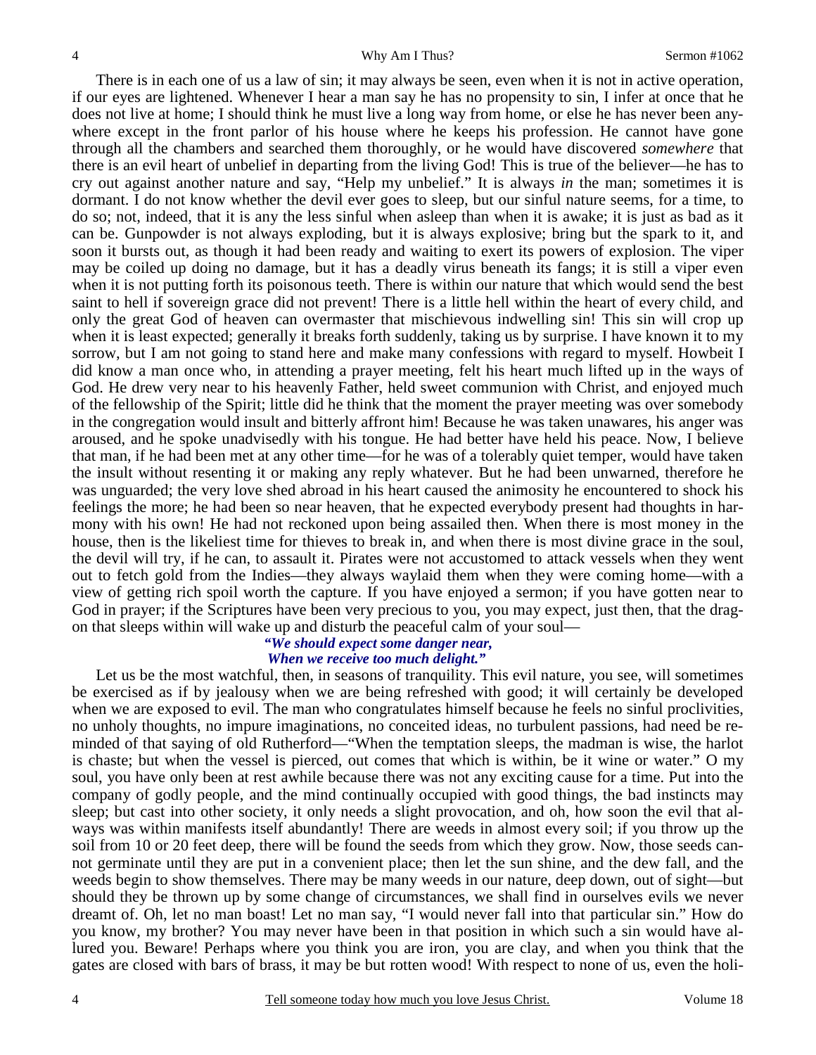There is in each one of us a law of sin; it may always be seen, even when it is not in active operation, if our eyes are lightened. Whenever I hear a man say he has no propensity to sin, I infer at once that he does not live at home; I should think he must live a long way from home, or else he has never been anywhere except in the front parlor of his house where he keeps his profession. He cannot have gone through all the chambers and searched them thoroughly, or he would have discovered *somewhere* that there is an evil heart of unbelief in departing from the living God! This is true of the believer—he has to cry out against another nature and say, "Help my unbelief." It is always *in* the man; sometimes it is dormant. I do not know whether the devil ever goes to sleep, but our sinful nature seems, for a time, to do so; not, indeed, that it is any the less sinful when asleep than when it is awake; it is just as bad as it can be. Gunpowder is not always exploding, but it is always explosive; bring but the spark to it, and soon it bursts out, as though it had been ready and waiting to exert its powers of explosion. The viper may be coiled up doing no damage, but it has a deadly virus beneath its fangs; it is still a viper even when it is not putting forth its poisonous teeth. There is within our nature that which would send the best saint to hell if sovereign grace did not prevent! There is a little hell within the heart of every child, and only the great God of heaven can overmaster that mischievous indwelling sin! This sin will crop up when it is least expected; generally it breaks forth suddenly, taking us by surprise. I have known it to my sorrow, but I am not going to stand here and make many confessions with regard to myself. Howbeit I did know a man once who, in attending a prayer meeting, felt his heart much lifted up in the ways of God. He drew very near to his heavenly Father, held sweet communion with Christ, and enjoyed much of the fellowship of the Spirit; little did he think that the moment the prayer meeting was over somebody in the congregation would insult and bitterly affront him! Because he was taken unawares, his anger was aroused, and he spoke unadvisedly with his tongue. He had better have held his peace. Now, I believe that man, if he had been met at any other time—for he was of a tolerably quiet temper, would have taken the insult without resenting it or making any reply whatever. But he had been unwarned, therefore he was unguarded; the very love shed abroad in his heart caused the animosity he encountered to shock his feelings the more; he had been so near heaven, that he expected everybody present had thoughts in harmony with his own! He had not reckoned upon being assailed then. When there is most money in the house, then is the likeliest time for thieves to break in, and when there is most divine grace in the soul, the devil will try, if he can, to assault it. Pirates were not accustomed to attack vessels when they went out to fetch gold from the Indies—they always waylaid them when they were coming home—with a view of getting rich spoil worth the capture. If you have enjoyed a sermon; if you have gotten near to God in prayer; if the Scriptures have been very precious to you, you may expect, just then, that the dragon that sleeps within will wake up and disturb the peaceful calm of your soul—

> ***"We should expect some danger near,***
> ***When we receive too much delight."***

Let us be the most watchful, then, in seasons of tranquility. This evil nature, you see, will sometimes be exercised as if by jealousy when we are being refreshed with good; it will certainly be developed when we are exposed to evil. The man who congratulates himself because he feels no sinful proclivities, no unholy thoughts, no impure imaginations, no conceited ideas, no turbulent passions, had need be reminded of that saying of old Rutherford—"When the temptation sleeps, the madman is wise, the harlot is chaste; but when the vessel is pierced, out comes that which is within, be it wine or water." O my soul, you have only been at rest awhile because there was not any exciting cause for a time. Put into the company of godly people, and the mind continually occupied with good things, the bad instincts may sleep; but cast into other society, it only needs a slight provocation, and oh, how soon the evil that always was within manifests itself abundantly! There are weeds in almost every soil; if you throw up the soil from 10 or 20 feet deep, there will be found the seeds from which they grow. Now, those seeds cannot germinate until they are put in a convenient place; then let the sun shine, and the dew fall, and the weeds begin to show themselves. There may be many weeds in our nature, deep down, out of sight—but should they be thrown up by some change of circumstances, we shall find in ourselves evils we never dreamt of. Oh, let no man boast! Let no man say, "I would never fall into that particular sin." How do you know, my brother? You may never have been in that position in which such a sin would have allured you. Beware! Perhaps where you think you are iron, you are clay, and when you think that the gates are closed with bars of brass, it may be but rotten wood! With respect to none of us, even the holi-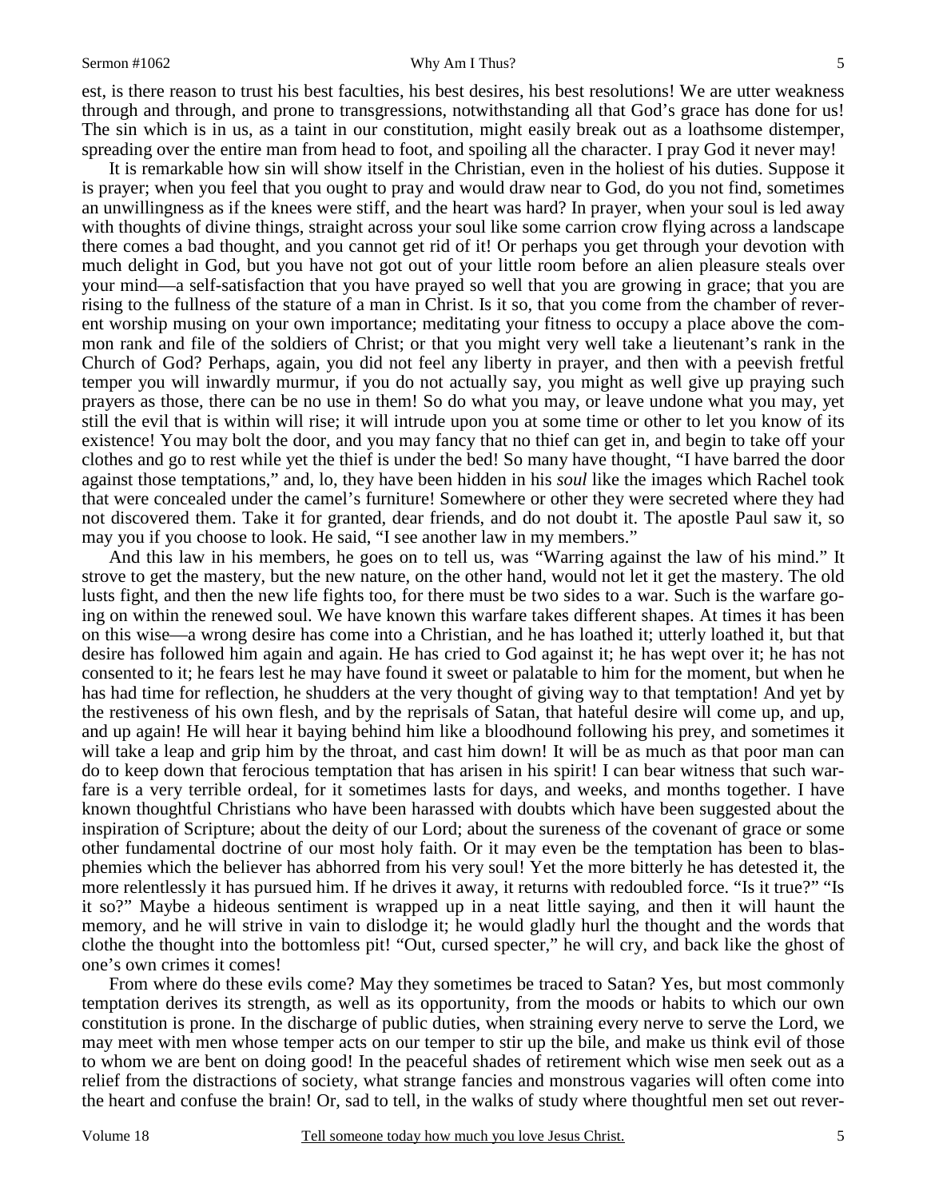est, is there reason to trust his best faculties, his best desires, his best resolutions! We are utter weakness through and through, and prone to transgressions, notwithstanding all that God's grace has done for us! The sin which is in us, as a taint in our constitution, might easily break out as a loathsome distemper, spreading over the entire man from head to foot, and spoiling all the character. I pray God it never may!

It is remarkable how sin will show itself in the Christian, even in the holiest of his duties. Suppose it is prayer; when you feel that you ought to pray and would draw near to God, do you not find, sometimes an unwillingness as if the knees were stiff, and the heart was hard? In prayer, when your soul is led away with thoughts of divine things, straight across your soul like some carrion crow flying across a landscape there comes a bad thought, and you cannot get rid of it! Or perhaps you get through your devotion with much delight in God, but you have not got out of your little room before an alien pleasure steals over your mind—a self-satisfaction that you have prayed so well that you are growing in grace; that you are rising to the fullness of the stature of a man in Christ. Is it so, that you come from the chamber of reverent worship musing on your own importance; meditating your fitness to occupy a place above the common rank and file of the soldiers of Christ; or that you might very well take a lieutenant's rank in the Church of God? Perhaps, again, you did not feel any liberty in prayer, and then with a peevish fretful temper you will inwardly murmur, if you do not actually say, you might as well give up praying such prayers as those, there can be no use in them! So do what you may, or leave undone what you may, yet still the evil that is within will rise; it will intrude upon you at some time or other to let you know of its existence! You may bolt the door, and you may fancy that no thief can get in, and begin to take off your clothes and go to rest while yet the thief is under the bed! So many have thought, "I have barred the door against those temptations," and, lo, they have been hidden in his *soul* like the images which Rachel took that were concealed under the camel's furniture! Somewhere or other they were secreted where they had not discovered them. Take it for granted, dear friends, and do not doubt it. The apostle Paul saw it, so may you if you choose to look. He said, "I see another law in my members."

And this law in his members, he goes on to tell us, was "Warring against the law of his mind." It strove to get the mastery, but the new nature, on the other hand, would not let it get the mastery. The old lusts fight, and then the new life fights too, for there must be two sides to a war. Such is the warfare going on within the renewed soul. We have known this warfare takes different shapes. At times it has been on this wise—a wrong desire has come into a Christian, and he has loathed it; utterly loathed it, but that desire has followed him again and again. He has cried to God against it; he has wept over it; he has not consented to it; he fears lest he may have found it sweet or palatable to him for the moment, but when he has had time for reflection, he shudders at the very thought of giving way to that temptation! And yet by the restiveness of his own flesh, and by the reprisals of Satan, that hateful desire will come up, and up, and up again! He will hear it baying behind him like a bloodhound following his prey, and sometimes it will take a leap and grip him by the throat, and cast him down! It will be as much as that poor man can do to keep down that ferocious temptation that has arisen in his spirit! I can bear witness that such warfare is a very terrible ordeal, for it sometimes lasts for days, and weeks, and months together. I have known thoughtful Christians who have been harassed with doubts which have been suggested about the inspiration of Scripture; about the deity of our Lord; about the sureness of the covenant of grace or some other fundamental doctrine of our most holy faith. Or it may even be the temptation has been to blasphemies which the believer has abhorred from his very soul! Yet the more bitterly he has detested it, the more relentlessly it has pursued him. If he drives it away, it returns with redoubled force. "Is it true?" "Is it so?" Maybe a hideous sentiment is wrapped up in a neat little saying, and then it will haunt the memory, and he will strive in vain to dislodge it; he would gladly hurl the thought and the words that clothe the thought into the bottomless pit! "Out, cursed specter," he will cry, and back like the ghost of one's own crimes it comes!

From where do these evils come? May they sometimes be traced to Satan? Yes, but most commonly temptation derives its strength, as well as its opportunity, from the moods or habits to which our own constitution is prone. In the discharge of public duties, when straining every nerve to serve the Lord, we may meet with men whose temper acts on our temper to stir up the bile, and make us think evil of those to whom we are bent on doing good! In the peaceful shades of retirement which wise men seek out as a relief from the distractions of society, what strange fancies and monstrous vagaries will often come into the heart and confuse the brain! Or, sad to tell, in the walks of study where thoughtful men set out rever-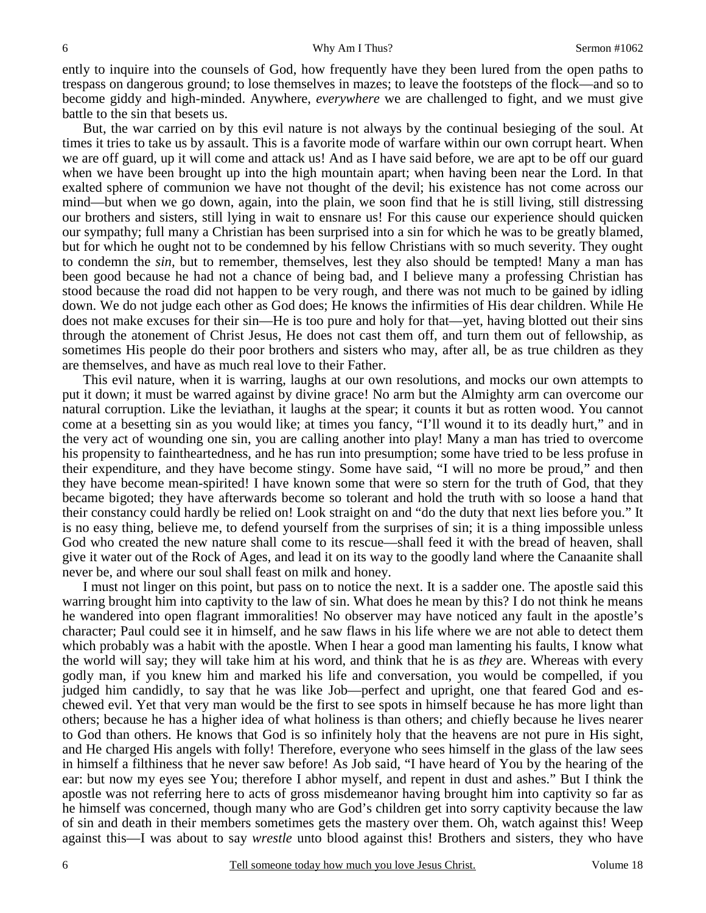ently to inquire into the counsels of God, how frequently have they been lured from the open paths to trespass on dangerous ground; to lose themselves in mazes; to leave the footsteps of the flock—and so to become giddy and high-minded. Anywhere, *everywhere* we are challenged to fight, and we must give battle to the sin that besets us.

But, the war carried on by this evil nature is not always by the continual besieging of the soul. At times it tries to take us by assault. This is a favorite mode of warfare within our own corrupt heart. When we are off guard, up it will come and attack us! And as I have said before, we are apt to be off our guard when we have been brought up into the high mountain apart; when having been near the Lord. In that exalted sphere of communion we have not thought of the devil; his existence has not come across our mind—but when we go down, again, into the plain, we soon find that he is still living, still distressing our brothers and sisters, still lying in wait to ensnare us! For this cause our experience should quicken our sympathy; full many a Christian has been surprised into a sin for which he was to be greatly blamed, but for which he ought not to be condemned by his fellow Christians with so much severity. They ought to condemn the *sin*, but to remember, themselves, lest they also should be tempted! Many a man has been good because he had not a chance of being bad, and I believe many a professing Christian has stood because the road did not happen to be very rough, and there was not much to be gained by idling down. We do not judge each other as God does; He knows the infirmities of His dear children. While He does not make excuses for their sin—He is too pure and holy for that—yet, having blotted out their sins through the atonement of Christ Jesus, He does not cast them off, and turn them out of fellowship, as sometimes His people do their poor brothers and sisters who may, after all, be as true children as they are themselves, and have as much real love to their Father.

This evil nature, when it is warring, laughs at our own resolutions, and mocks our own attempts to put it down; it must be warred against by divine grace! No arm but the Almighty arm can overcome our natural corruption. Like the leviathan, it laughs at the spear; it counts it but as rotten wood. You cannot come at a besetting sin as you would like; at times you fancy, "I'll wound it to its deadly hurt," and in the very act of wounding one sin, you are calling another into play! Many a man has tried to overcome his propensity to faintheartedness, and he has run into presumption; some have tried to be less profuse in their expenditure, and they have become stingy. Some have said, "I will no more be proud," and then they have become mean-spirited! I have known some that were so stern for the truth of God, that they became bigoted; they have afterwards become so tolerant and hold the truth with so loose a hand that their constancy could hardly be relied on! Look straight on and "do the duty that next lies before you." It is no easy thing, believe me, to defend yourself from the surprises of sin; it is a thing impossible unless God who created the new nature shall come to its rescue—shall feed it with the bread of heaven, shall give it water out of the Rock of Ages, and lead it on its way to the goodly land where the Canaanite shall never be, and where our soul shall feast on milk and honey.

I must not linger on this point, but pass on to notice the next. It is a sadder one. The apostle said this warring brought him into captivity to the law of sin. What does he mean by this? I do not think he means he wandered into open flagrant immoralities! No observer may have noticed any fault in the apostle's character; Paul could see it in himself, and he saw flaws in his life where we are not able to detect them which probably was a habit with the apostle. When I hear a good man lamenting his faults, I know what the world will say; they will take him at his word, and think that he is as *they* are. Whereas with every godly man, if you knew him and marked his life and conversation, you would be compelled, if you judged him candidly, to say that he was like Job—perfect and upright, one that feared God and eschewed evil. Yet that very man would be the first to see spots in himself because he has more light than others; because he has a higher idea of what holiness is than others; and chiefly because he lives nearer to God than others. He knows that God is so infinitely holy that the heavens are not pure in His sight, and He charged His angels with folly! Therefore, everyone who sees himself in the glass of the law sees in himself a filthiness that he never saw before! As Job said, "I have heard of You by the hearing of the ear: but now my eyes see You; therefore I abhor myself, and repent in dust and ashes." But I think the apostle was not referring here to acts of gross misdemeanor having brought him into captivity so far as he himself was concerned, though many who are God's children get into sorry captivity because the law of sin and death in their members sometimes gets the mastery over them. Oh, watch against this! Weep against this—I was about to say *wrestle* unto blood against this! Brothers and sisters, they who have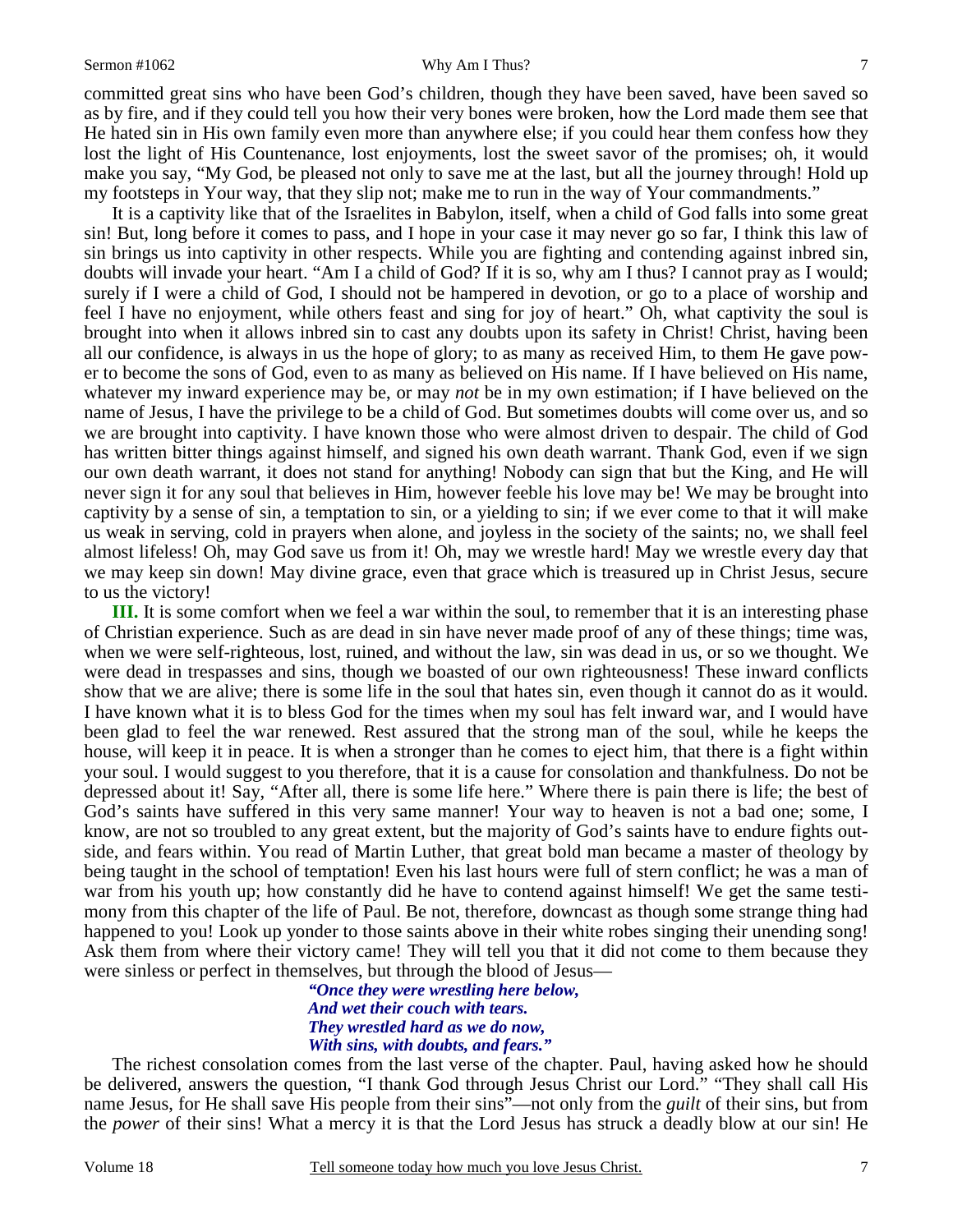committed great sins who have been God's children, though they have been saved, have been saved so as by fire, and if they could tell you how their very bones were broken, how the Lord made them see that He hated sin in His own family even more than anywhere else; if you could hear them confess how they lost the light of His Countenance, lost enjoyments, lost the sweet savor of the promises; oh, it would make you say, "My God, be pleased not only to save me at the last, but all the journey through! Hold up my footsteps in Your way, that they slip not; make me to run in the way of Your commandments."

It is a captivity like that of the Israelites in Babylon, itself, when a child of God falls into some great sin! But, long before it comes to pass, and I hope in your case it may never go so far, I think this law of sin brings us into captivity in other respects. While you are fighting and contending against inbred sin, doubts will invade your heart. "Am I a child of God? If it is so, why am I thus? I cannot pray as I would; surely if I were a child of God, I should not be hampered in devotion, or go to a place of worship and feel I have no enjoyment, while others feast and sing for joy of heart." Oh, what captivity the soul is brought into when it allows inbred sin to cast any doubts upon its safety in Christ! Christ, having been all our confidence, is always in us the hope of glory; to as many as received Him, to them He gave power to become the sons of God, even to as many as believed on His name. If I have believed on His name, whatever my inward experience may be, or may *not* be in my own estimation; if I have believed on the name of Jesus, I have the privilege to be a child of God. But sometimes doubts will come over us, and so we are brought into captivity. I have known those who were almost driven to despair. The child of God has written bitter things against himself, and signed his own death warrant. Thank God, even if we sign our own death warrant, it does not stand for anything! Nobody can sign that but the King, and He will never sign it for any soul that believes in Him, however feeble his love may be! We may be brought into captivity by a sense of sin, a temptation to sin, or a yielding to sin; if we ever come to that it will make us weak in serving, cold in prayers when alone, and joyless in the society of the saints; no, we shall feel almost lifeless! Oh, may God save us from it! Oh, may we wrestle hard! May we wrestle every day that we may keep sin down! May divine grace, even that grace which is treasured up in Christ Jesus, secure to us the victory!

**III.** It is some comfort when we feel a war within the soul, to remember that it is an interesting phase of Christian experience. Such as are dead in sin have never made proof of any of these things; time was, when we were self-righteous, lost, ruined, and without the law, sin was dead in us, or so we thought. We were dead in trespasses and sins, though we boasted of our own righteousness! These inward conflicts show that we are alive; there is some life in the soul that hates sin, even though it cannot do as it would. I have known what it is to bless God for the times when my soul has felt inward war, and I would have been glad to feel the war renewed. Rest assured that the strong man of the soul, while he keeps the house, will keep it in peace. It is when a stronger than he comes to eject him, that there is a fight within your soul. I would suggest to you therefore, that it is a cause for consolation and thankfulness. Do not be depressed about it! Say, "After all, there is some life here." Where there is pain there is life; the best of God's saints have suffered in this very same manner! Your way to heaven is not a bad one; some, I know, are not so troubled to any great extent, but the majority of God's saints have to endure fights outside, and fears within. You read of Martin Luther, that great bold man became a master of theology by being taught in the school of temptation! Even his last hours were full of stern conflict; he was a man of war from his youth up; how constantly did he have to contend against himself! We get the same testimony from this chapter of the life of Paul. Be not, therefore, downcast as though some strange thing had happened to you! Look up yonder to those saints above in their white robes singing their unending song! Ask them from where their victory came! They will tell you that it did not come to them because they were sinless or perfect in themselves, but through the blood of Jesus—

> ***"Once they were wrestling here below,***
> ***And wet their couch with tears.***
> ***They wrestled hard as we do now,***
> ***With sins, with doubts, and fears."***

The richest consolation comes from the last verse of the chapter. Paul, having asked how he should be delivered, answers the question, "I thank God through Jesus Christ our Lord." "They shall call His name Jesus, for He shall save His people from their sins"—not only from the *guilt* of their sins, but from the *power* of their sins! What a mercy it is that the Lord Jesus has struck a deadly blow at our sin! He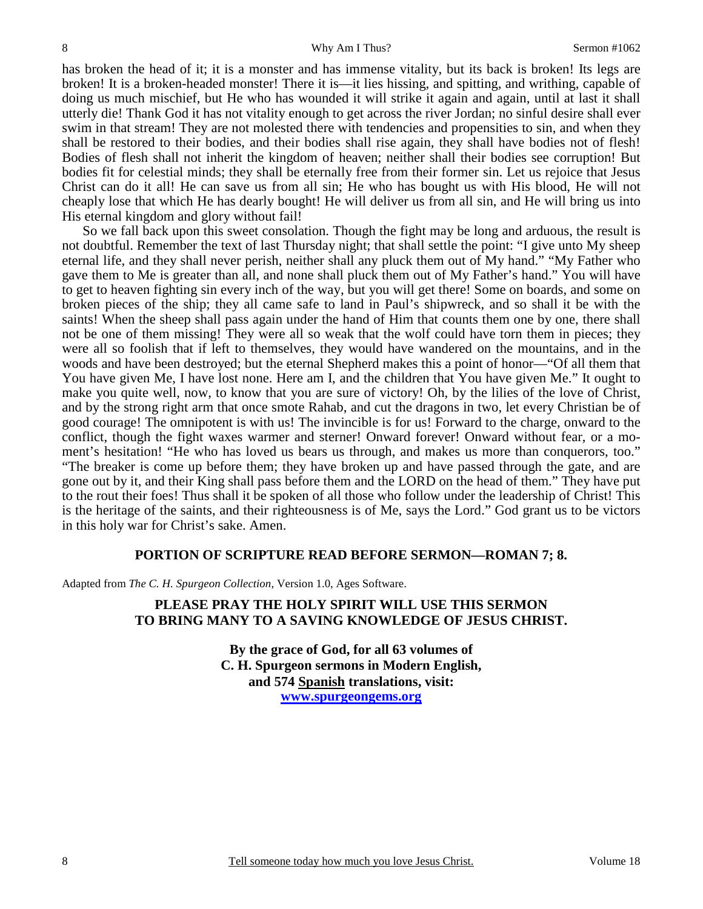has broken the head of it; it is a monster and has immense vitality, but its back is broken! Its legs are broken! It is a broken-headed monster! There it is—it lies hissing, and spitting, and writhing, capable of doing us much mischief, but He who has wounded it will strike it again and again, until at last it shall utterly die! Thank God it has not vitality enough to get across the river Jordan; no sinful desire shall ever swim in that stream! They are not molested there with tendencies and propensities to sin, and when they shall be restored to their bodies, and their bodies shall rise again, they shall have bodies not of flesh! Bodies of flesh shall not inherit the kingdom of heaven; neither shall their bodies see corruption! But bodies fit for celestial minds; they shall be eternally free from their former sin. Let us rejoice that Jesus Christ can do it all! He can save us from all sin; He who has bought us with His blood, He will not cheaply lose that which He has dearly bought! He will deliver us from all sin, and He will bring us into His eternal kingdom and glory without fail!

So we fall back upon this sweet consolation. Though the fight may be long and arduous, the result is not doubtful. Remember the text of last Thursday night; that shall settle the point: "I give unto My sheep eternal life, and they shall never perish, neither shall any pluck them out of My hand." "My Father who gave them to Me is greater than all, and none shall pluck them out of My Father's hand." You will have to get to heaven fighting sin every inch of the way, but you will get there! Some on boards, and some on broken pieces of the ship; they all came safe to land in Paul's shipwreck, and so shall it be with the saints! When the sheep shall pass again under the hand of Him that counts them one by one, there shall not be one of them missing! They were all so weak that the wolf could have torn them in pieces; they were all so foolish that if left to themselves, they would have wandered on the mountains, and in the woods and have been destroyed; but the eternal Shepherd makes this a point of honor—"Of all them that You have given Me, I have lost none. Here am I, and the children that You have given Me." It ought to make you quite well, now, to know that you are sure of victory! Oh, by the lilies of the love of Christ, and by the strong right arm that once smote Rahab, and cut the dragons in two, let every Christian be of good courage! The omnipotent is with us! The invincible is for us! Forward to the charge, onward to the conflict, though the fight waxes warmer and sterner! Onward forever! Onward without fear, or a moment's hesitation! "He who has loved us bears us through, and makes us more than conquerors, too." "The breaker is come up before them; they have broken up and have passed through the gate, and are gone out by it, and their King shall pass before them and the LORD on the head of them." They have put to the rout their foes! Thus shall it be spoken of all those who follow under the leadership of Christ! This is the heritage of the saints, and their righteousness is of Me, says the Lord." God grant us to be victors in this holy war for Christ's sake. Amen.

**PORTION OF SCRIPTURE READ BEFORE SERMON—ROMAN 7; 8.**

Adapted from *The C. H. Spurgeon Collection*, Version 1.0, Ages Software.

**PLEASE PRAY THE HOLY SPIRIT WILL USE THIS SERMON TO BRING MANY TO A SAVING KNOWLEDGE OF JESUS CHRIST.**

**By the grace of God, for all 63 volumes of C. H. Spurgeon sermons in Modern English, and 574 Spanish translations, visit: www.spurgeongems.org**